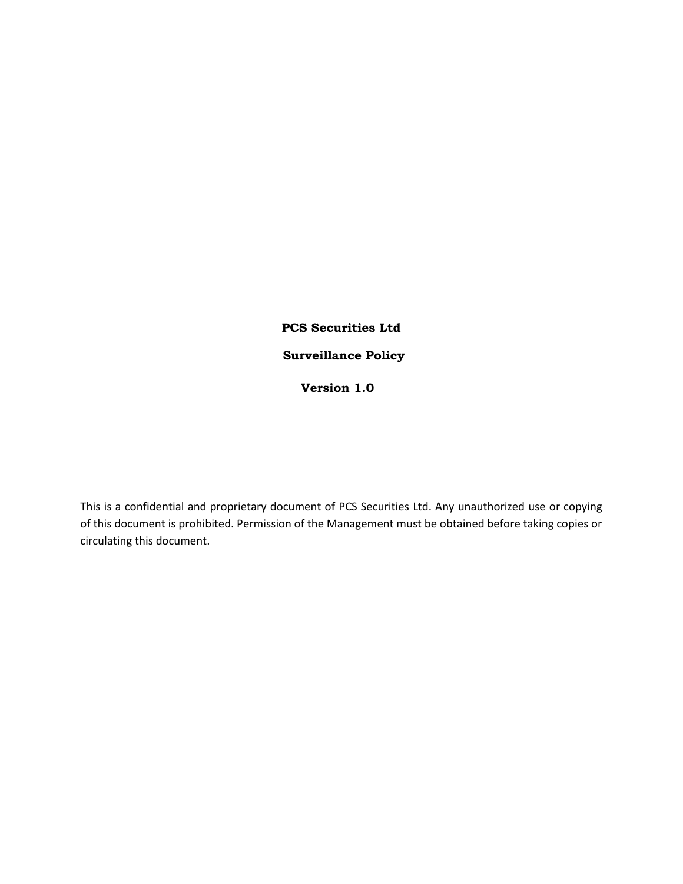# PCS Securities Ltd

## Surveillance Policy

**Version 1.0**

This is a confidential and proprietary document of PCS Securities Ltd. Any unauthorized use or copying of this document is prohibited. Permission of the Management must be obtained before taking copies or circulating this document.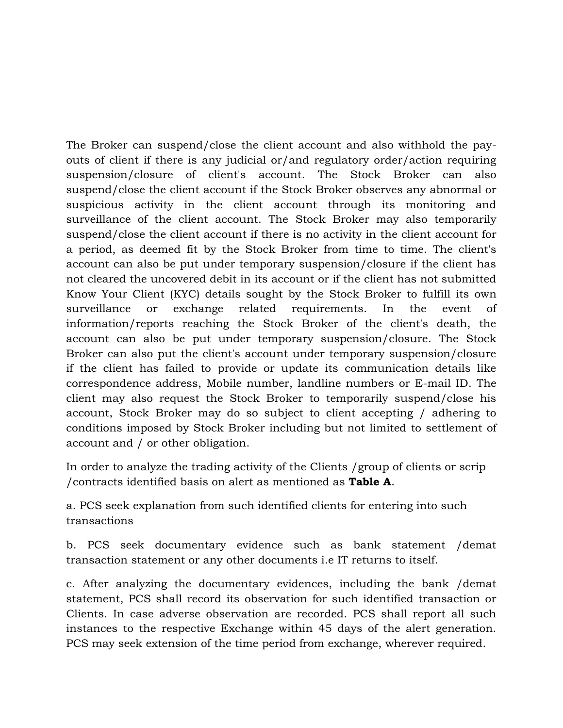The Broker can suspend/close the client account and also withhold the pay-outs of client if there is any judicial or/and regulatory order/action requiring suspension/closure of client's account. The Stock Broker can also suspend/close the client account if the Stock Broker observes any abnormal or suspicious activity in the client account through its monitoring and surveillance of the client account. The Stock Broker may also temporarily suspend/close the client account if there is no activity in the client account for a period, as deemed fit by the Stock Broker from time to time. The client's account can also be put under temporary suspension/closure if the client has not cleared the uncovered debit in its account or if the client has not submitted Know Your Client (KYC) details sought by the Stock Broker to fulfill its own surveillance or exchange related requirements. In the event of information/reports reaching the Stock Broker of the client's death, the account can also be put under temporary suspension/closure. The Stock Broker can also put the client's account under temporary suspension/closure if the client has failed to provide or update its communication details like correspondence address, Mobile number, landline numbers or E-mail ID. The client may also request the Stock Broker to temporarily suspend/close his account, Stock Broker may do so subject to client accepting / adhering to conditions imposed by Stock Broker including but not limited to settlement of account and / or other obligation.

In order to analyze the trading activity of the Clients /group of clients or scrip /contracts identified basis on alert as mentioned as **Table A**.

a. PCS seek explanation from such identified clients for entering into such transactions

b. PCS seek documentary evidence such as bank statement /demat transaction statement or any other documents i.e IT returns to itself.

c. After analyzing the documentary evidences, including the bank /demat statement, PCS shall record its observation for such identified transaction or Clients. In case adverse observation are recorded. PCS shall report all such instances to the respective Exchange within 45 days of the alert generation. PCS may seek extension of the time period from exchange, wherever required.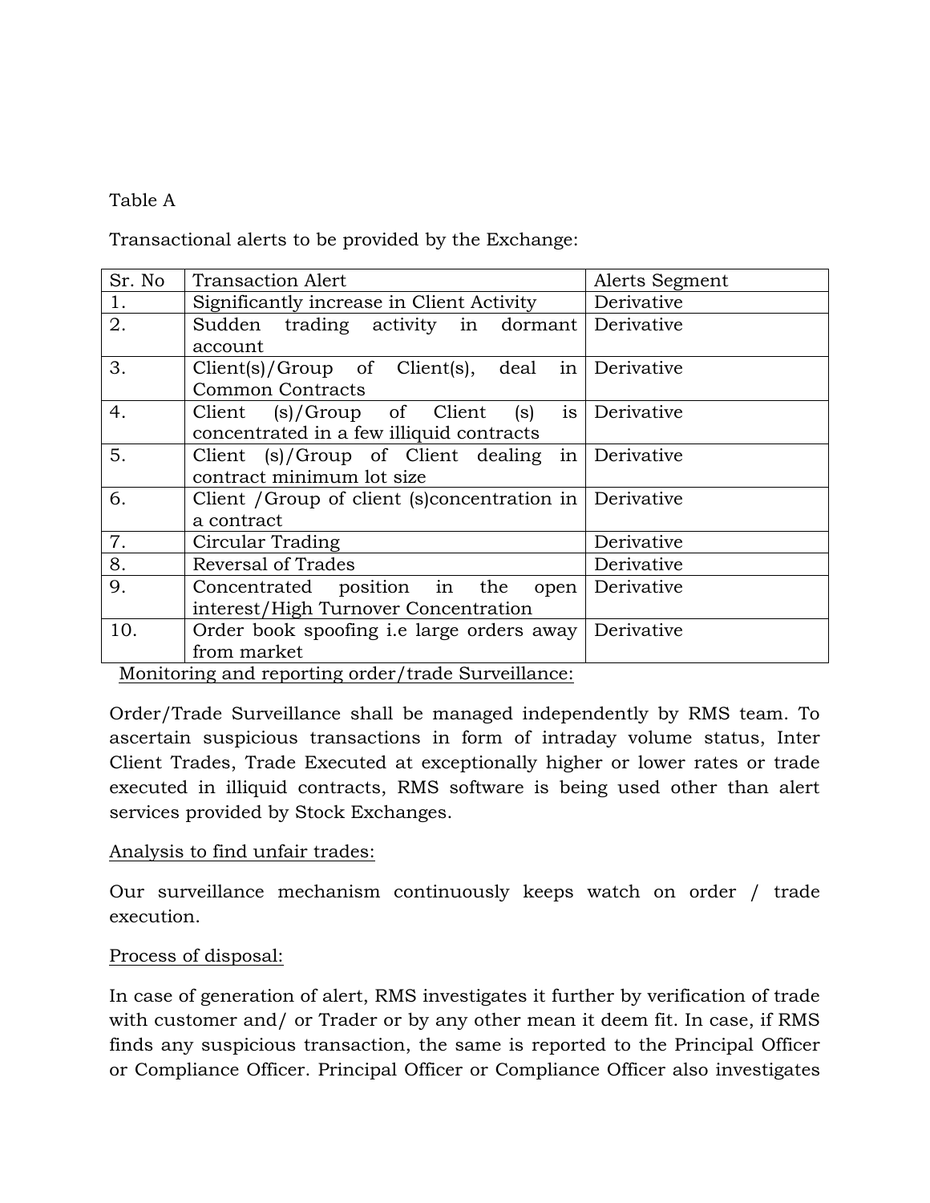Table A

Transactional alerts to be provided by the Exchange:

| Sr. No | Transaction Alert | Alerts Segment |
|---|---|---|
| 1. | Significantly increase in Client Activity | Derivative |
| 2. | Sudden trading activity in dormant account | Derivative |
| 3. | Client(s)/Group of Client(s), deal in Common Contracts | Derivative |
| 4. | Client (s)/Group of Client (s) is concentrated in a few illiquid contracts | Derivative |
| 5. | Client (s)/Group of Client dealing in contract minimum lot size | Derivative |
| 6. | Client /Group of client (s)concentration in a contract | Derivative |
| 7. | Circular Trading | Derivative |
| 8. | Reversal of Trades | Derivative |
| 9. | Concentrated position in the open interest/High Turnover Concentration | Derivative |
| 10. | Order book spoofing i.e large orders away from market | Derivative |

Monitoring and reporting order/trade Surveillance:

Order/Trade Surveillance shall be managed independently by RMS team. To ascertain suspicious transactions in form of intraday volume status, Inter Client Trades, Trade Executed at exceptionally higher or lower rates or trade executed in illiquid contracts, RMS software is being used other than alert services provided by Stock Exchanges.

Analysis to find unfair trades:

Our surveillance mechanism continuously keeps watch on order / trade execution.

Process of disposal:

In case of generation of alert, RMS investigates it further by verification of trade with customer and/ or Trader or by any other mean it deem fit. In case, if RMS finds any suspicious transaction, the same is reported to the Principal Officer or Compliance Officer. Principal Officer or Compliance Officer also investigates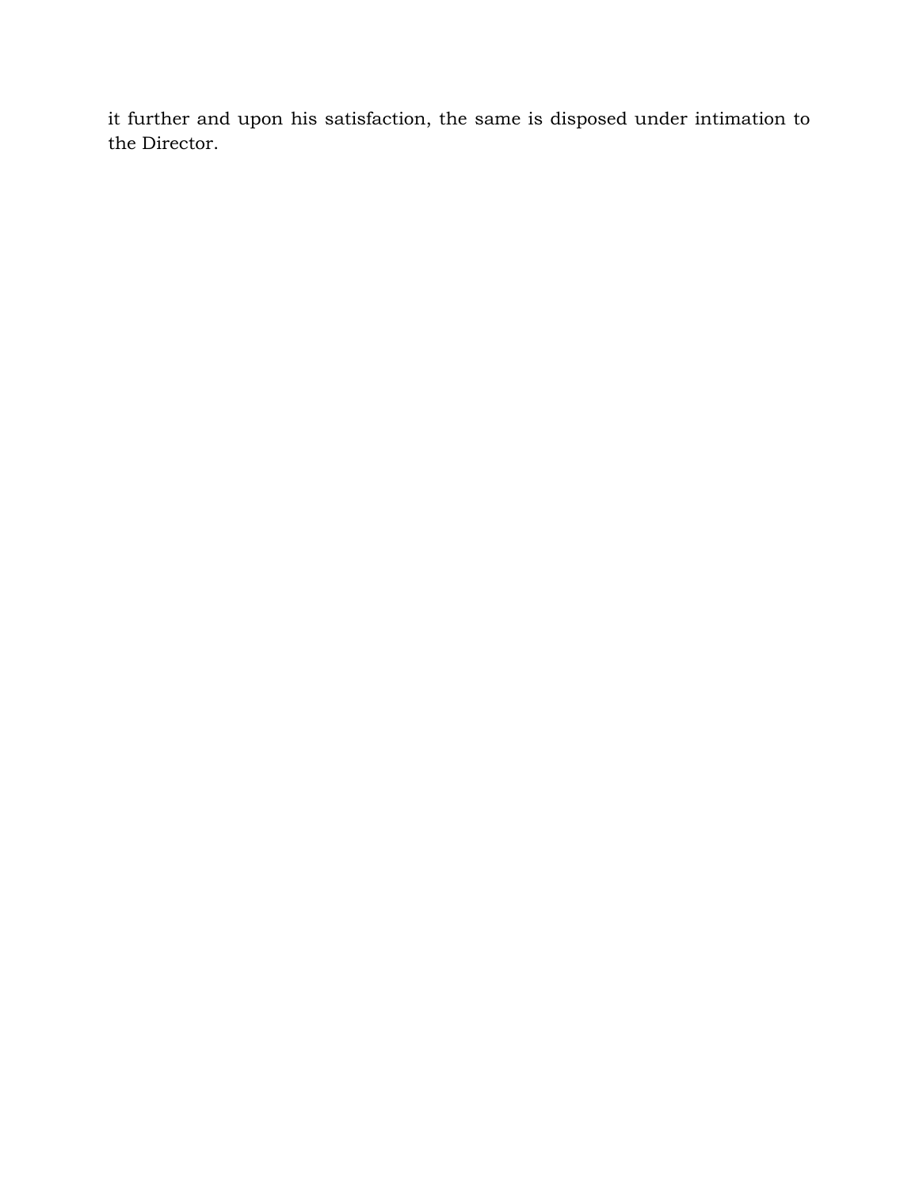it further and upon his satisfaction, the same is disposed under intimation to the Director.